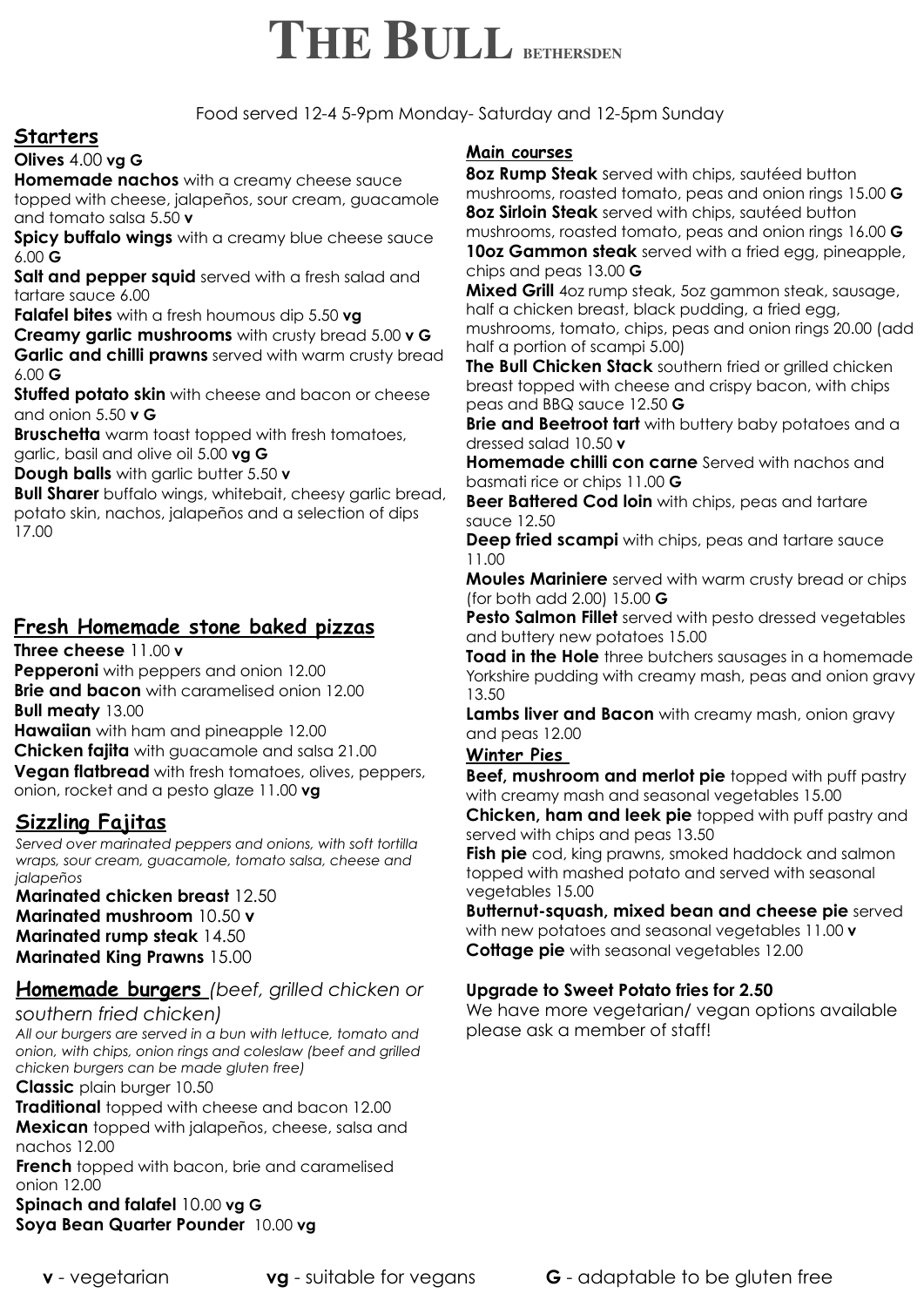# THE BULL BETHERSDEN

Food served 12-4 5-9pm Monday- Saturday and 12-5pm Sunday

## Starters

**Olives** 4.00 **vg G**

**Homemade nachos** with a creamy cheese sauce topped with cheese, jalapeños, sour cream, guacamole and tomato salsa 5.50 **v**

**Spicy buffalo wings** with a creamy blue cheese sauce 6.00 **G**

**Salt and pepper squid** served with a fresh salad and tartare sauce 6.00

**Falafel bites** with a fresh houmous dip 5.50 **vg**

**Creamy garlic mushrooms** with crusty bread 5.00 **v G**

**Garlic and chilli prawns** served with warm crusty bread 6.00 **G**

**Stuffed potato skin** with cheese and bacon or cheese and onion 5.50 **v G**

**Bruschetta** warm toast topped with fresh tomatoes, garlic, basil and olive oil 5.00 **vg G**

**Dough balls** with garlic butter 5.50 **v**

**Bull Sharer** buffalo wings, whitebait, cheesy garlic bread, potato skin, nachos, jalapeños and a selection of dips 17.00

## Fresh Homemade stone baked pizzas

**Three cheese** 11.00 **v**

**Pepperoni** with peppers and onion 12.00

**Brie and bacon** with caramelised onion 12.00

**Bull meaty** 13.00

**Hawaiian** with ham and pineapple 12.00

**Chicken fajita** with guacamole and salsa 21.00

**Vegan flatbread** with fresh tomatoes, olives, peppers, onion, rocket and a pesto glaze 11.00 **vg**

## Sizzling Fajitas

*Served over marinated peppers and onions, with soft tortilla wraps, sour cream, guacamole, tomato salsa, cheese and jalapeños*

**Marinated chicken breast** 12.50

**Marinated mushroom** 10.50 **v**

**Marinated rump steak** 14.50

**Marinated King Prawns** 15.00

## Homemade burgers *(beef, grilled chicken or southern fried chicken)*

*All our burgers are served in a bun with lettuce, tomato and onion, with chips, onion rings and coleslaw (beef and grilled chicken burgers can be made gluten free)*

**Classic** plain burger 10.50

**Traditional** topped with cheese and bacon 12.00

**Mexican** topped with jalapeños, cheese, salsa and nachos 12.00

**French** topped with bacon, brie and caramelised onion 12.00

**Spinach and falafel** 10.00 **vg G**

**Soya Bean Quarter Pounder** 10.00 **vg**

## Main courses

**8oz Rump Steak** served with chips, sautéed button mushrooms, roasted tomato, peas and onion rings 15.00 **G**

**8oz Sirloin Steak** served with chips, sautéed button mushrooms, roasted tomato, peas and onion rings 16.00 **G**

**10oz Gammon steak** served with a fried egg, pineapple, chips and peas 13.00 **G**

**Mixed Grill** 4oz rump steak, 5oz gammon steak, sausage, half a chicken breast, black pudding, a fried egg, mushrooms, tomato, chips, peas and onion rings 20.00 (add half a portion of scampi 5.00)

**The Bull Chicken Stack** southern fried or grilled chicken breast topped with cheese and crispy bacon, with chips peas and BBQ sauce 12.50 **G**

**Brie and Beetroot tart** with buttery baby potatoes and a dressed salad 10.50 **v**

**Homemade chilli con carne** Served with nachos and basmati rice or chips 11.00 **G**

**Beer Battered Cod loin** with chips, peas and tartare sauce 12.50

**Deep fried scampi** with chips, peas and tartare sauce 11.00

**Moules Mariniere** served with warm crusty bread or chips (for both add 2.00) 15.00 **G**

**Pesto Salmon Fillet** served with pesto dressed vegetables and buttery new potatoes 15.00

**Toad in the Hole** three butchers sausages in a homemade Yorkshire pudding with creamy mash, peas and onion gravy 13.50

**Lambs liver and Bacon** with creamy mash, onion gravy and peas 12.00

### Winter Pies

**Beef, mushroom and merlot pie** topped with puff pastry with creamy mash and seasonal vegetables 15.00

**Chicken, ham and leek pie** topped with puff pastry and served with chips and peas 13.50

**Fish pie** cod, king prawns, smoked haddock and salmon topped with mashed potato and served with seasonal vegetables 15.00

**Butternut-squash, mixed bean and cheese pie** served with new potatoes and seasonal vegetables 11.00 **v**

**Cottage pie** with seasonal vegetables 12.00

**Upgrade to Sweet Potato fries for 2.50**

We have more vegetarian/ vegan options available please ask a member of staff!

**v** - vegetarian **vg** - suitable for vegans **G** - adaptable to be gluten free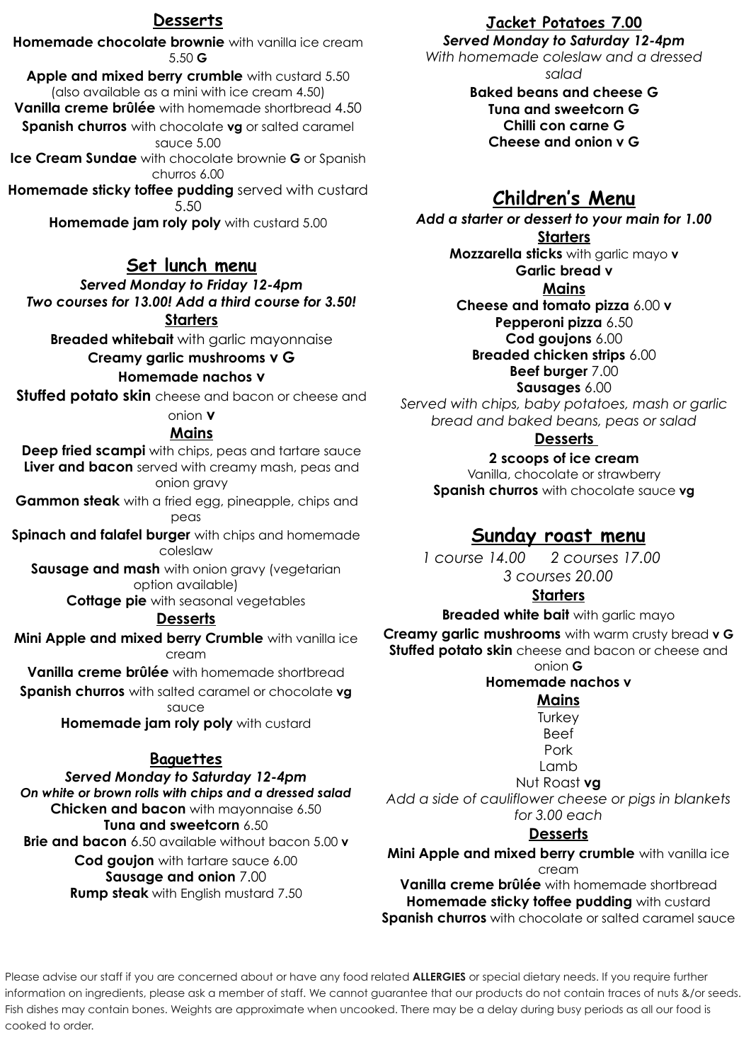## Desserts

**Homemade chocolate brownie** with vanilla ice cream 5.50 **G**

**Apple and mixed berry crumble** with custard 5.50 (also available as a mini with ice cream 4.50)

**Vanilla creme brûlée** with homemade shortbread 4.50

**Spanish churros** with chocolate **vg** or salted caramel sauce 5.00

**Ice Cream Sundae** with chocolate brownie **G** or Spanish churros 6.00

**Homemade sticky toffee pudding** served with custard 5.50

**Homemade jam roly poly** with custard 5.00

## Set lunch menu

***Served Monday to Friday 12-4pm***
***Two courses for 13.00! Add a third course for 3.50!***

### Starters

**Breaded whitebait** with garlic mayonnaise

**Creamy garlic mushrooms v G**

**Homemade nachos v**

**Stuffed potato skin** cheese and bacon or cheese and onion **v**

### Mains

**Deep fried scampi** with chips, peas and tartare sauce

**Liver and bacon** served with creamy mash, peas and onion gravy

**Gammon steak** with a fried egg, pineapple, chips and peas

**Spinach and falafel burger** with chips and homemade coleslaw

**Sausage and mash** with onion gravy (vegetarian option available)

**Cottage pie** with seasonal vegetables

### Desserts

**Mini Apple and mixed berry Crumble** with vanilla ice cream

**Vanilla creme brûlée** with homemade shortbread

**Spanish churros** with salted caramel or chocolate **vg** sauce

**Homemade jam roly poly** with custard

## Baguettes

***Served Monday to Saturday 12-4pm***
***On white or brown rolls with chips and a dressed salad***

**Chicken and bacon** with mayonnaise 6.50

**Tuna and sweetcorn** 6.50

**Brie and bacon** 6.50 available without bacon 5.00 **v**

**Cod goujon** with tartare sauce 6.00

**Sausage and onion** 7.00

**Rump steak** with English mustard 7.50

## Jacket Potatoes 7.00

***Served Monday to Saturday 12-4pm***
*With homemade coleslaw and a dressed salad*

**Baked beans and cheese G**

**Tuna and sweetcorn G**

**Chilli con carne G**

**Cheese and onion v G**

## Children's Menu

***Add a starter or dessert to your main for 1.00***

### Starters

**Mozzarella sticks** with garlic mayo **v**

**Garlic bread v**

### Mains

**Cheese and tomato pizza** 6.00 **v**

**Pepperoni pizza** 6.50

**Cod goujons** 6.00

**Breaded chicken strips** 6.00

**Beef burger** 7.00

**Sausages** 6.00

*Served with chips, baby potatoes, mash or garlic bread and baked beans, peas or salad*

### Desserts

**2 scoops of ice cream**
Vanilla, chocolate or strawberry

**Spanish churros** with chocolate sauce **vg**

## Sunday roast menu

*1 course 14.00 2 courses 17.00*
*3 courses 20.00*

### Starters

**Breaded white bait** with garlic mayo

**Creamy garlic mushrooms** with warm crusty bread **v G**

**Stuffed potato skin** cheese and bacon or cheese and onion **G**

**Homemade nachos v**

### Mains

Turkey

Beef

Pork

Lamb

Nut Roast **vg**

*Add a side of cauliflower cheese or pigs in blankets for 3.00 each*

### Desserts

**Mini Apple and mixed berry crumble** with vanilla ice cream

**Vanilla creme brûlée** with homemade shortbread

**Homemade sticky toffee pudding** with custard

**Spanish churros** with chocolate or salted caramel sauce

Please advise our staff if you are concerned about or have any food related **ALLERGIES** or special dietary needs. If you require further information on ingredients, please ask a member of staff. We cannot guarantee that our products do not contain traces of nuts &/or seeds. Fish dishes may contain bones. Weights are approximate when uncooked. There may be a delay during busy periods as all our food is cooked to order.